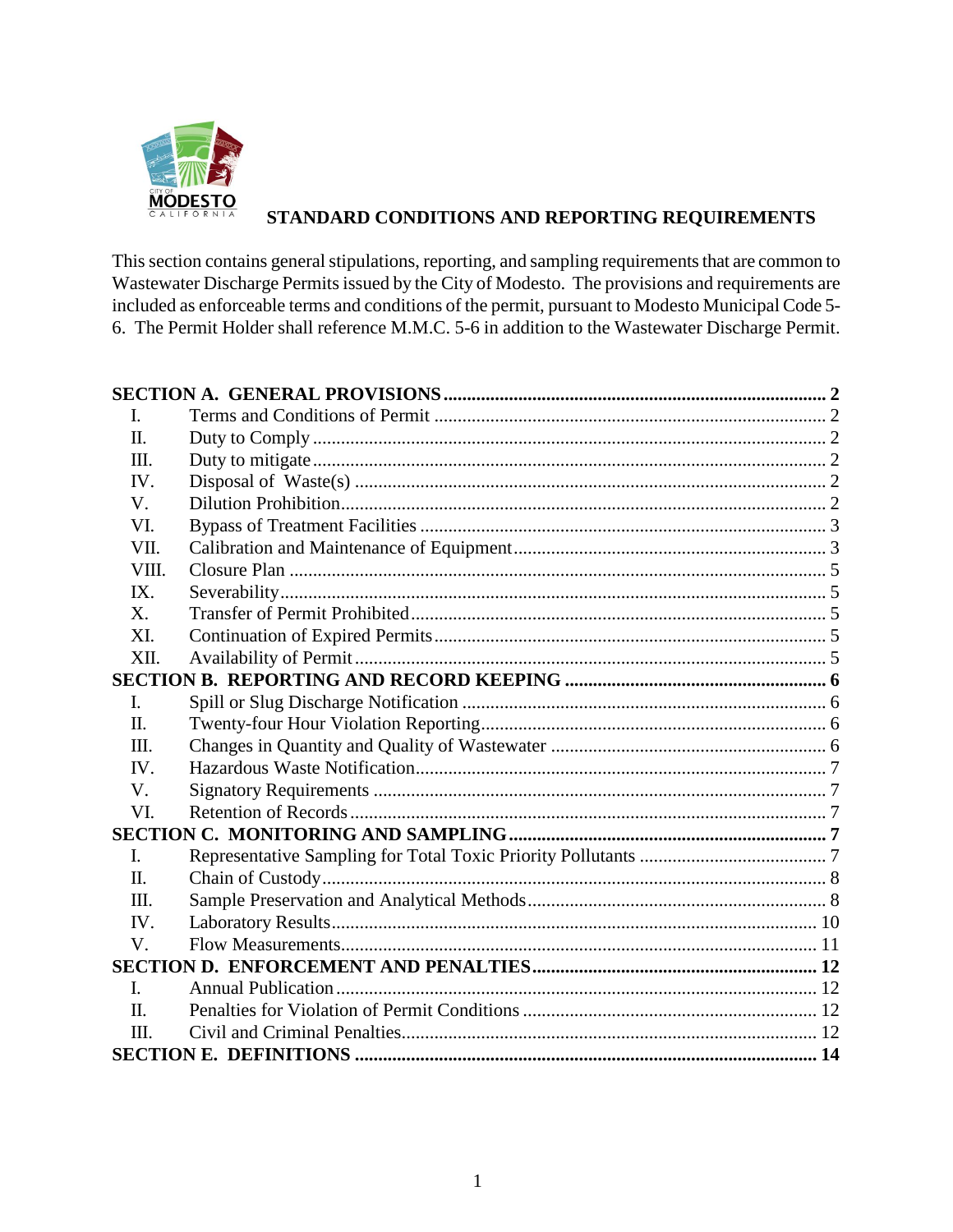## STANDARD CONDITIONS AND REPORTING REQUIREMENTS

This section contains general stipulations, reporting, and sampling requirements that are common to Wastewater Discharge Permits issued by the City of Modesto. The provisions and requirements are included as enforceable terms and conditions of the permit, pursuant to Modesto Municipal Code 5-6. The Permit Holder shall reference M.M.C. 5-6 in addition to the Wastewater Discharge Permit.

| | | |
|---|---|---|
| **SECTION A. GENERAL PROVISIONS** | | **2** |
| I. | Terms and Conditions of Permit | 2 |
| II. | Duty to Comply | 2 |
| III. | Duty to mitigate | 2 |
| IV. | Disposal of Waste(s) | 2 |
| V. | Dilution Prohibition | 2 |
| VI. | Bypass of Treatment Facilities | 3 |
| VII. | Calibration and Maintenance of Equipment | 3 |
| VIII. | Closure Plan | 5 |
| IX. | Severability | 5 |
| X. | Transfer of Permit Prohibited | 5 |
| XI. | Continuation of Expired Permits | 5 |
| XII. | Availability of Permit | 5 |
| **SECTION B. REPORTING AND RECORD KEEPING** | | **6** |
| I. | Spill or Slug Discharge Notification | 6 |
| II. | Twenty-four Hour Violation Reporting | 6 |
| III. | Changes in Quantity and Quality of Wastewater | 6 |
| IV. | Hazardous Waste Notification | 7 |
| V. | Signatory Requirements | 7 |
| VI. | Retention of Records | 7 |
| **SECTION C. MONITORING AND SAMPLING** | | **7** |
| I. | Representative Sampling for Total Toxic Priority Pollutants | 7 |
| II. | Chain of Custody | 8 |
| III. | Sample Preservation and Analytical Methods | 8 |
| IV. | Laboratory Results | 10 |
| V. | Flow Measurements | 11 |
| **SECTION D. ENFORCEMENT AND PENALTIES** | | **12** |
| I. | Annual Publication | 12 |
| II. | Penalties for Violation of Permit Conditions | 12 |
| III. | Civil and Criminal Penalties | 12 |
| **SECTION E. DEFINITIONS** | | **14** |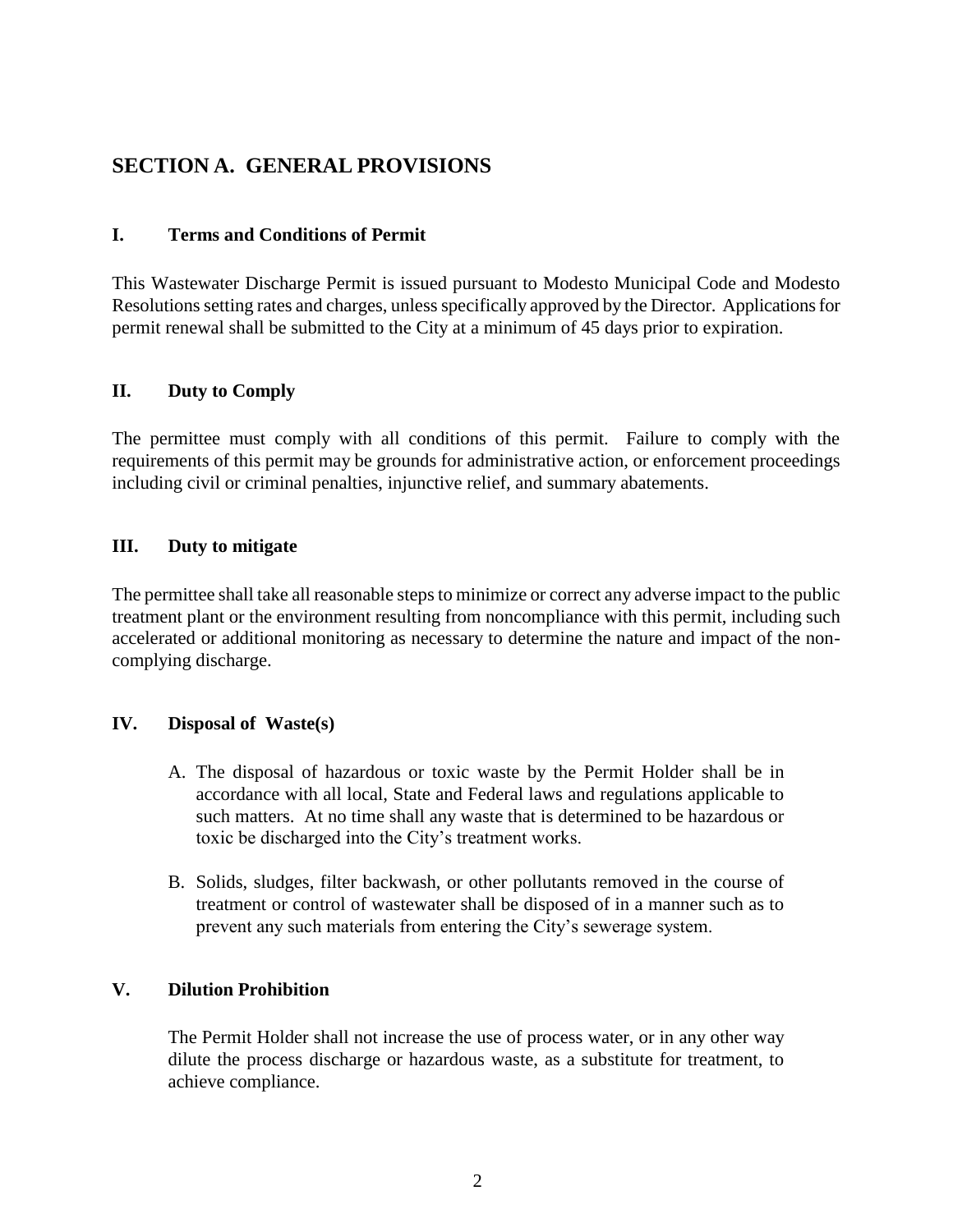## SECTION A. GENERAL PROVISIONS

### I. Terms and Conditions of Permit

This Wastewater Discharge Permit is issued pursuant to Modesto Municipal Code and Modesto Resolutions setting rates and charges, unless specifically approved by the Director. Applications for permit renewal shall be submitted to the City at a minimum of 45 days prior to expiration.

### II. Duty to Comply

The permittee must comply with all conditions of this permit. Failure to comply with the requirements of this permit may be grounds for administrative action, or enforcement proceedings including civil or criminal penalties, injunctive relief, and summary abatements.

### III. Duty to mitigate

The permittee shall take all reasonable steps to minimize or correct any adverse impact to the public treatment plant or the environment resulting from noncompliance with this permit, including such accelerated or additional monitoring as necessary to determine the nature and impact of the non-complying discharge.

### IV. Disposal of Waste(s)

A. The disposal of hazardous or toxic waste by the Permit Holder shall be in accordance with all local, State and Federal laws and regulations applicable to such matters. At no time shall any waste that is determined to be hazardous or toxic be discharged into the City's treatment works.

B. Solids, sludges, filter backwash, or other pollutants removed in the course of treatment or control of wastewater shall be disposed of in a manner such as to prevent any such materials from entering the City's sewerage system.

### V. Dilution Prohibition

The Permit Holder shall not increase the use of process water, or in any other way dilute the process discharge or hazardous waste, as a substitute for treatment, to achieve compliance.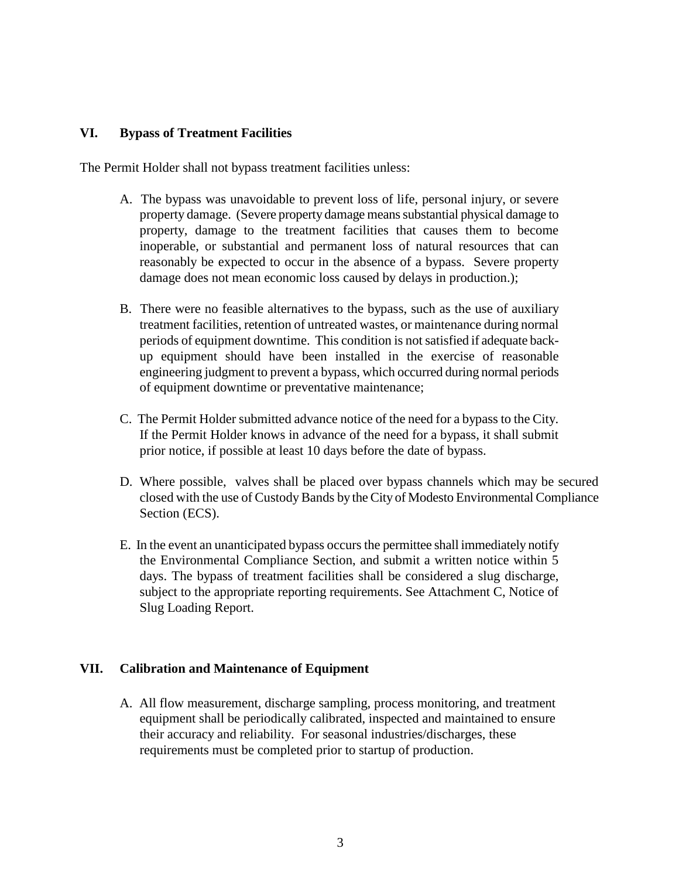## VI. Bypass of Treatment Facilities

The Permit Holder shall not bypass treatment facilities unless:

A. The bypass was unavoidable to prevent loss of life, personal injury, or severe property damage. (Severe property damage means substantial physical damage to property, damage to the treatment facilities that causes them to become inoperable, or substantial and permanent loss of natural resources that can reasonably be expected to occur in the absence of a bypass. Severe property damage does not mean economic loss caused by delays in production.);

B. There were no feasible alternatives to the bypass, such as the use of auxiliary treatment facilities, retention of untreated wastes, or maintenance during normal periods of equipment downtime. This condition is not satisfied if adequate back-up equipment should have been installed in the exercise of reasonable engineering judgment to prevent a bypass, which occurred during normal periods of equipment downtime or preventative maintenance;

C. The Permit Holder submitted advance notice of the need for a bypass to the City. If the Permit Holder knows in advance of the need for a bypass, it shall submit prior notice, if possible at least 10 days before the date of bypass.

D. Where possible, valves shall be placed over bypass channels which may be secured closed with the use of Custody Bands by the City of Modesto Environmental Compliance Section (ECS).

E. In the event an unanticipated bypass occurs the permittee shall immediately notify the Environmental Compliance Section, and submit a written notice within 5 days. The bypass of treatment facilities shall be considered a slug discharge, subject to the appropriate reporting requirements. See Attachment C, Notice of Slug Loading Report.

## VII. Calibration and Maintenance of Equipment

A. All flow measurement, discharge sampling, process monitoring, and treatment equipment shall be periodically calibrated, inspected and maintained to ensure their accuracy and reliability. For seasonal industries/discharges, these requirements must be completed prior to startup of production.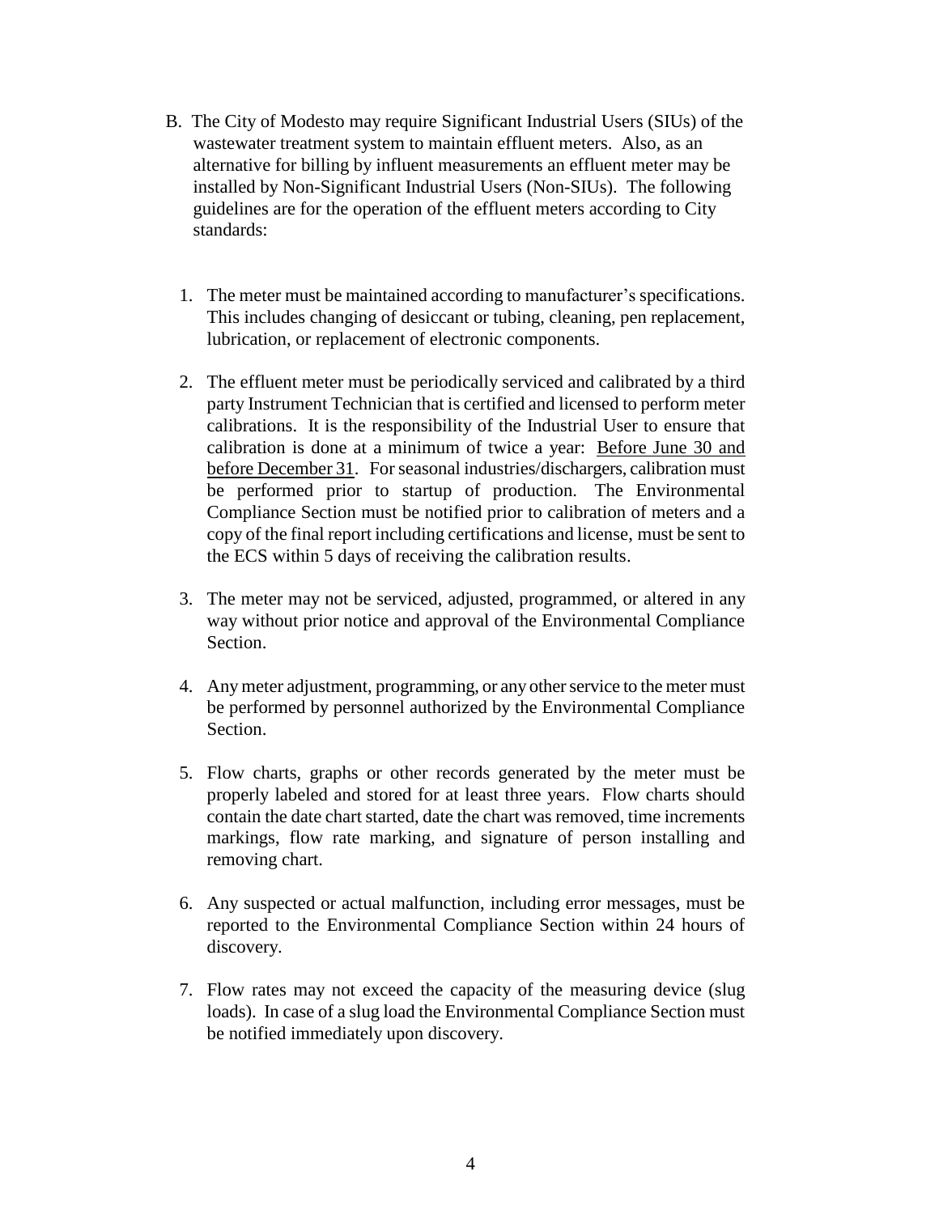B. The City of Modesto may require Significant Industrial Users (SIUs) of the wastewater treatment system to maintain effluent meters. Also, as an alternative for billing by influent measurements an effluent meter may be installed by Non-Significant Industrial Users (Non-SIUs). The following guidelines are for the operation of the effluent meters according to City standards:

1. The meter must be maintained according to manufacturer's specifications. This includes changing of desiccant or tubing, cleaning, pen replacement, lubrication, or replacement of electronic components.

2. The effluent meter must be periodically serviced and calibrated by a third party Instrument Technician that is certified and licensed to perform meter calibrations. It is the responsibility of the Industrial User to ensure that calibration is done at a minimum of twice a year: <u>Before June 30 and before December 31</u>. For seasonal industries/dischargers, calibration must be performed prior to startup of production. The Environmental Compliance Section must be notified prior to calibration of meters and a copy of the final report including certifications and license, must be sent to the ECS within 5 days of receiving the calibration results.

3. The meter may not be serviced, adjusted, programmed, or altered in any way without prior notice and approval of the Environmental Compliance Section.

4. Any meter adjustment, programming, or any other service to the meter must be performed by personnel authorized by the Environmental Compliance Section.

5. Flow charts, graphs or other records generated by the meter must be properly labeled and stored for at least three years. Flow charts should contain the date chart started, date the chart was removed, time increments markings, flow rate marking, and signature of person installing and removing chart.

6. Any suspected or actual malfunction, including error messages, must be reported to the Environmental Compliance Section within 24 hours of discovery.

7. Flow rates may not exceed the capacity of the measuring device (slug loads). In case of a slug load the Environmental Compliance Section must be notified immediately upon discovery.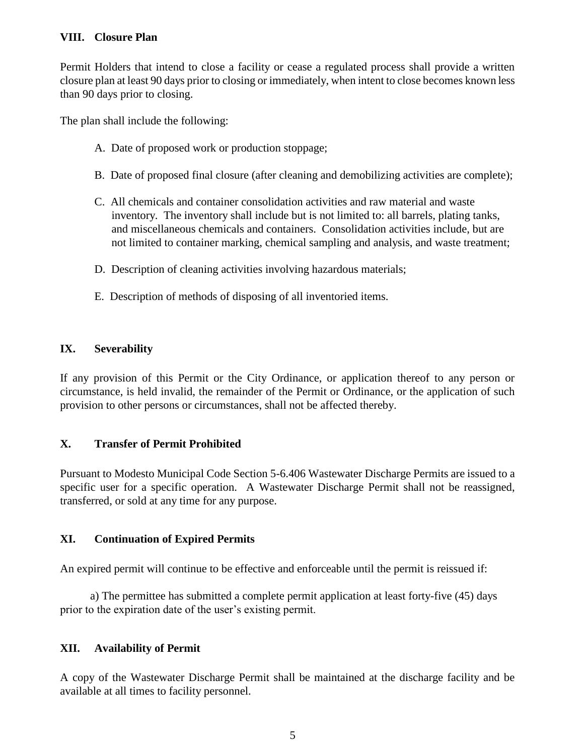## VIII. Closure Plan

Permit Holders that intend to close a facility or cease a regulated process shall provide a written closure plan at least 90 days prior to closing or immediately, when intent to close becomes known less than 90 days prior to closing.

The plan shall include the following:

A. Date of proposed work or production stoppage;

B. Date of proposed final closure (after cleaning and demobilizing activities are complete);

C. All chemicals and container consolidation activities and raw material and waste inventory. The inventory shall include but is not limited to: all barrels, plating tanks, and miscellaneous chemicals and containers. Consolidation activities include, but are not limited to container marking, chemical sampling and analysis, and waste treatment;

D. Description of cleaning activities involving hazardous materials;

E. Description of methods of disposing of all inventoried items.

## IX. Severability

If any provision of this Permit or the City Ordinance, or application thereof to any person or circumstance, is held invalid, the remainder of the Permit or Ordinance, or the application of such provision to other persons or circumstances, shall not be affected thereby.

## X. Transfer of Permit Prohibited

Pursuant to Modesto Municipal Code Section 5-6.406 Wastewater Discharge Permits are issued to a specific user for a specific operation. A Wastewater Discharge Permit shall not be reassigned, transferred, or sold at any time for any purpose.

## XI. Continuation of Expired Permits

An expired permit will continue to be effective and enforceable until the permit is reissued if:

a) The permittee has submitted a complete permit application at least forty-five (45) days prior to the expiration date of the user's existing permit.

## XII. Availability of Permit

A copy of the Wastewater Discharge Permit shall be maintained at the discharge facility and be available at all times to facility personnel.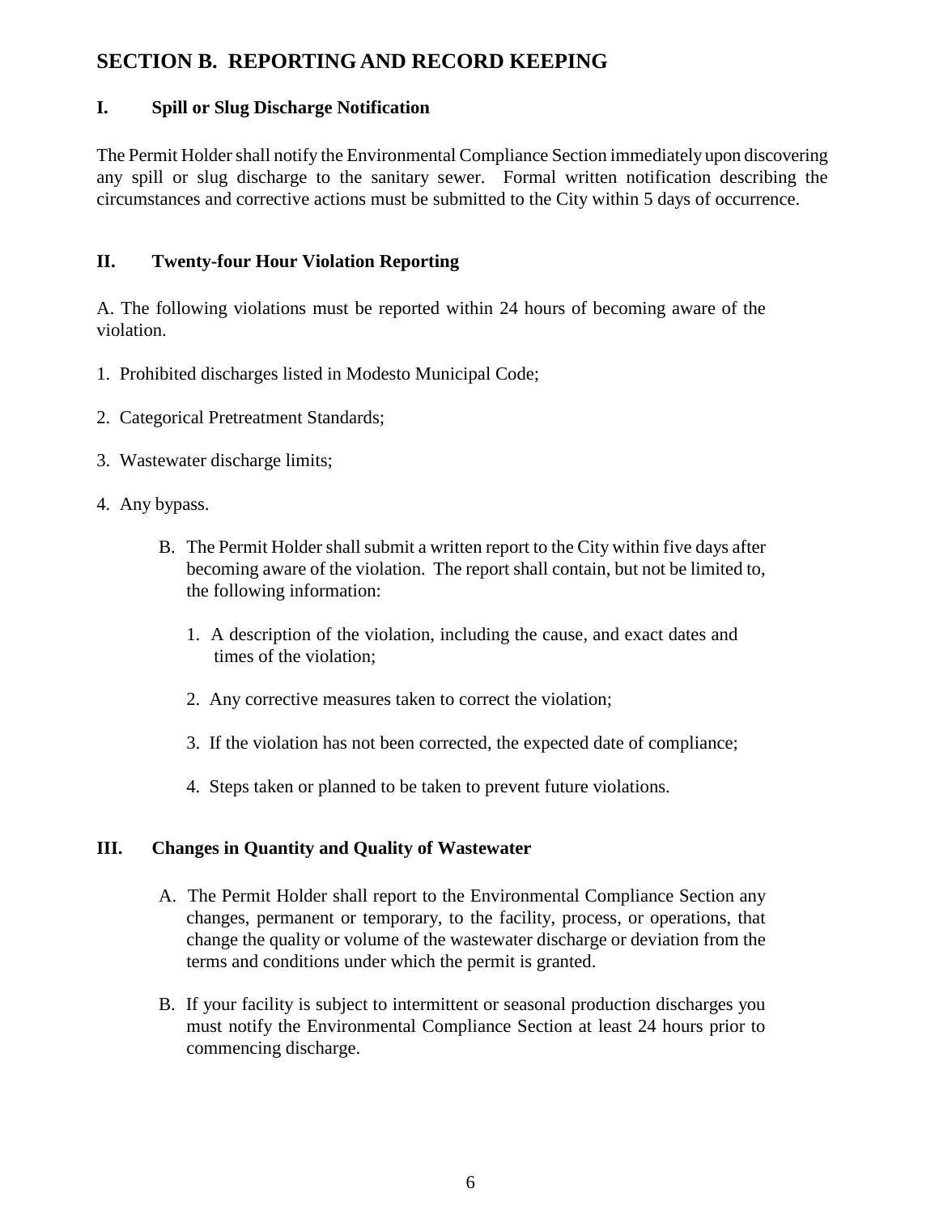## SECTION B. REPORTING AND RECORD KEEPING

### I. Spill or Slug Discharge Notification

The Permit Holder shall notify the Environmental Compliance Section immediately upon discovering any spill or slug discharge to the sanitary sewer. Formal written notification describing the circumstances and corrective actions must be submitted to the City within 5 days of occurrence.

### II. Twenty-four Hour Violation Reporting

A. The following violations must be reported within 24 hours of becoming aware of the violation.

1. Prohibited discharges listed in Modesto Municipal Code;
2. Categorical Pretreatment Standards;
3. Wastewater discharge limits;
4. Any bypass.

B. The Permit Holder shall submit a written report to the City within five days after becoming aware of the violation. The report shall contain, but not be limited to, the following information:

1. A description of the violation, including the cause, and exact dates and times of the violation;
2. Any corrective measures taken to correct the violation;
3. If the violation has not been corrected, the expected date of compliance;
4. Steps taken or planned to be taken to prevent future violations.

### III. Changes in Quantity and Quality of Wastewater

A. The Permit Holder shall report to the Environmental Compliance Section any changes, permanent or temporary, to the facility, process, or operations, that change the quality or volume of the wastewater discharge or deviation from the terms and conditions under which the permit is granted.

B. If your facility is subject to intermittent or seasonal production discharges you must notify the Environmental Compliance Section at least 24 hours prior to commencing discharge.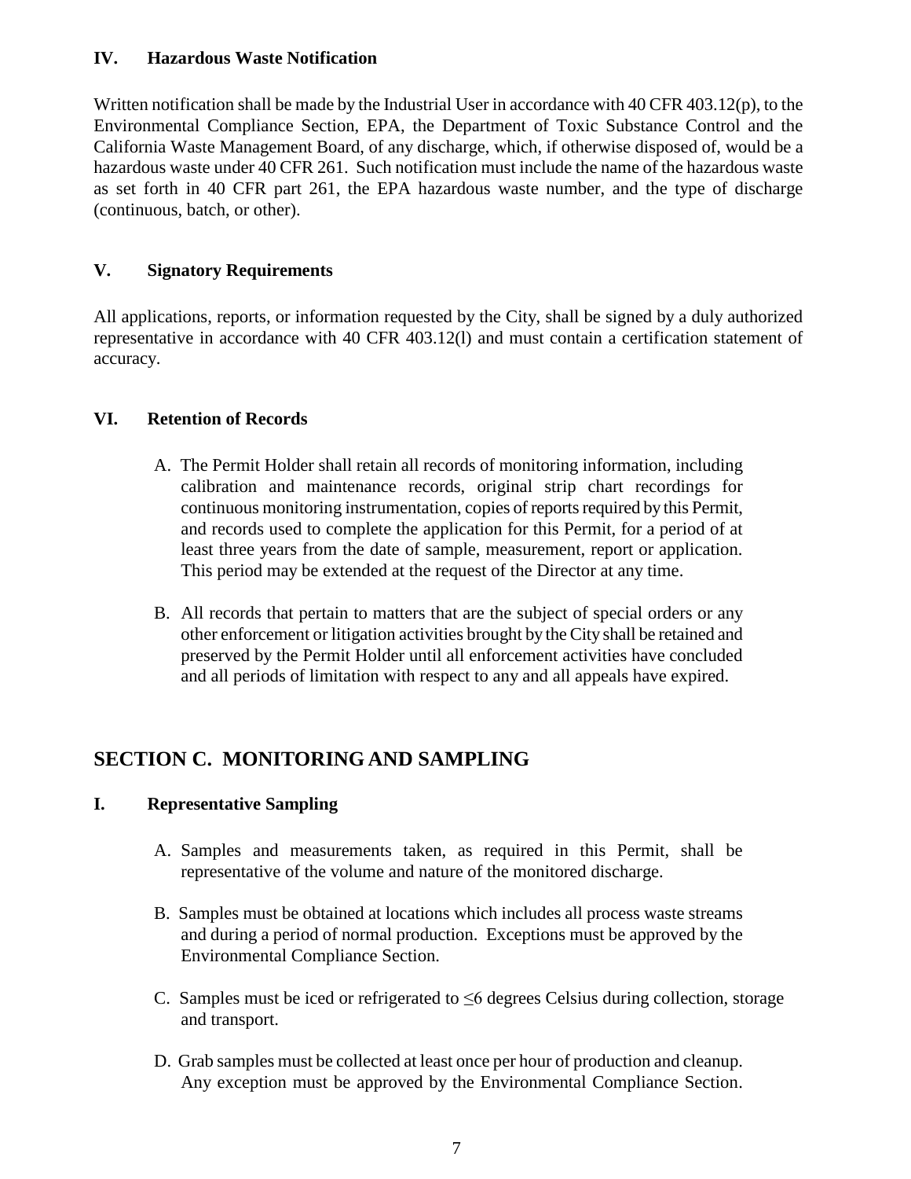### IV. Hazardous Waste Notification

Written notification shall be made by the Industrial User in accordance with 40 CFR 403.12(p), to the Environmental Compliance Section, EPA, the Department of Toxic Substance Control and the California Waste Management Board, of any discharge, which, if otherwise disposed of, would be a hazardous waste under 40 CFR 261. Such notification must include the name of the hazardous waste as set forth in 40 CFR part 261, the EPA hazardous waste number, and the type of discharge (continuous, batch, or other).

### V. Signatory Requirements

All applications, reports, or information requested by the City, shall be signed by a duly authorized representative in accordance with 40 CFR 403.12(l) and must contain a certification statement of accuracy.

### VI. Retention of Records

A. The Permit Holder shall retain all records of monitoring information, including calibration and maintenance records, original strip chart recordings for continuous monitoring instrumentation, copies of reports required by this Permit, and records used to complete the application for this Permit, for a period of at least three years from the date of sample, measurement, report or application. This period may be extended at the request of the Director at any time.

B. All records that pertain to matters that are the subject of special orders or any other enforcement or litigation activities brought by the City shall be retained and preserved by the Permit Holder until all enforcement activities have concluded and all periods of limitation with respect to any and all appeals have expired.

## SECTION C. MONITORING AND SAMPLING

### I. Representative Sampling

A. Samples and measurements taken, as required in this Permit, shall be representative of the volume and nature of the monitored discharge.

B. Samples must be obtained at locations which includes all process waste streams and during a period of normal production. Exceptions must be approved by the Environmental Compliance Section.

C. Samples must be iced or refrigerated to ≤6 degrees Celsius during collection, storage and transport.

D. Grab samples must be collected at least once per hour of production and cleanup. Any exception must be approved by the Environmental Compliance Section.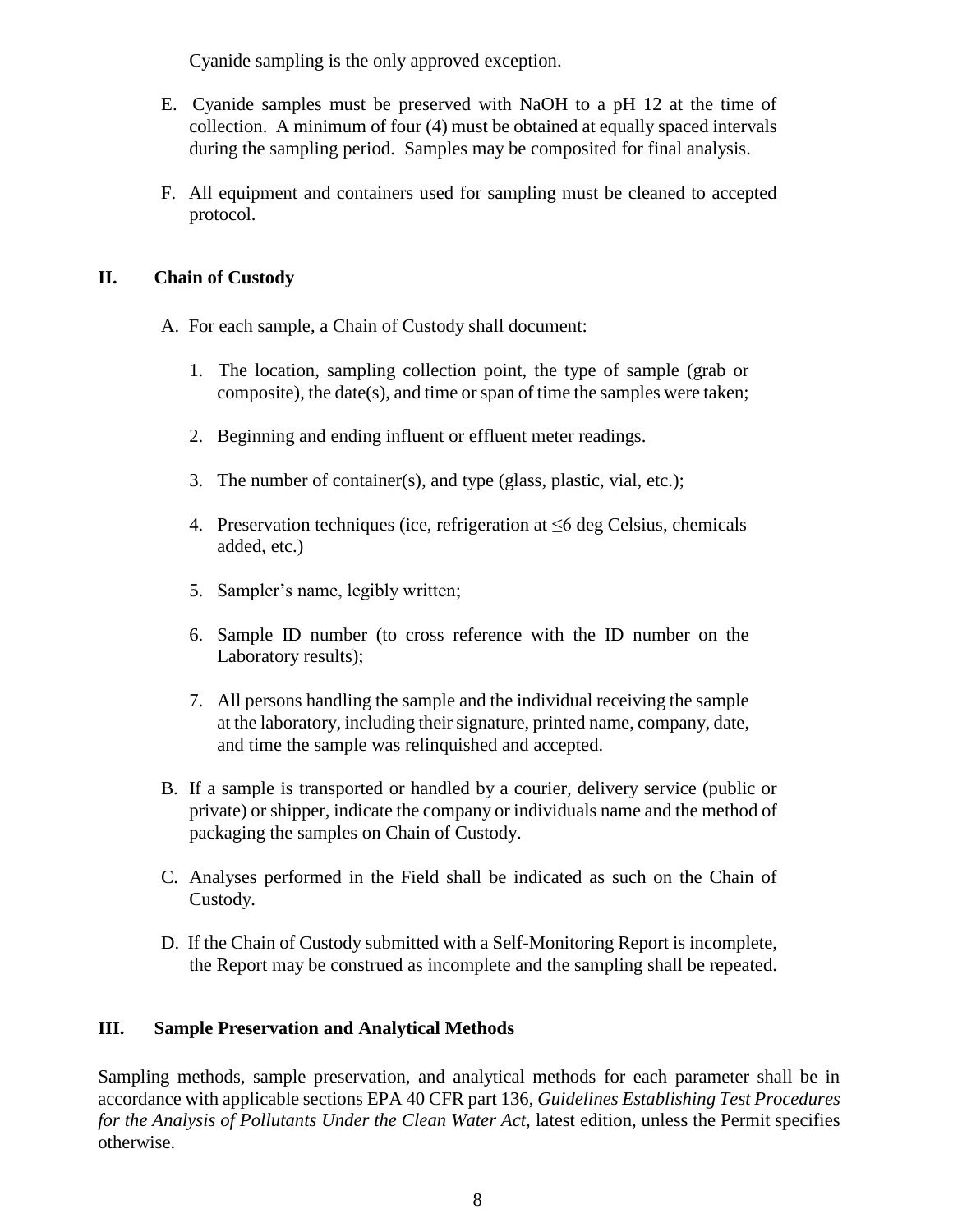Cyanide sampling is the only approved exception.

E. Cyanide samples must be preserved with NaOH to a pH 12 at the time of collection. A minimum of four (4) must be obtained at equally spaced intervals during the sampling period. Samples may be composited for final analysis.

F. All equipment and containers used for sampling must be cleaned to accepted protocol.

## II. Chain of Custody

A. For each sample, a Chain of Custody shall document:

1. The location, sampling collection point, the type of sample (grab or composite), the date(s), and time or span of time the samples were taken;

2. Beginning and ending influent or effluent meter readings.

3. The number of container(s), and type (glass, plastic, vial, etc.);

4. Preservation techniques (ice, refrigeration at ≤6 deg Celsius, chemicals added, etc.)

5. Sampler's name, legibly written;

6. Sample ID number (to cross reference with the ID number on the Laboratory results);

7. All persons handling the sample and the individual receiving the sample at the laboratory, including their signature, printed name, company, date, and time the sample was relinquished and accepted.

B. If a sample is transported or handled by a courier, delivery service (public or private) or shipper, indicate the company or individuals name and the method of packaging the samples on Chain of Custody.

C. Analyses performed in the Field shall be indicated as such on the Chain of Custody.

D. If the Chain of Custody submitted with a Self-Monitoring Report is incomplete, the Report may be construed as incomplete and the sampling shall be repeated.

## III. Sample Preservation and Analytical Methods

Sampling methods, sample preservation, and analytical methods for each parameter shall be in accordance with applicable sections EPA 40 CFR part 136, *Guidelines Establishing Test Procedures for the Analysis of Pollutants Under the Clean Water Act,* latest edition, unless the Permit specifies otherwise.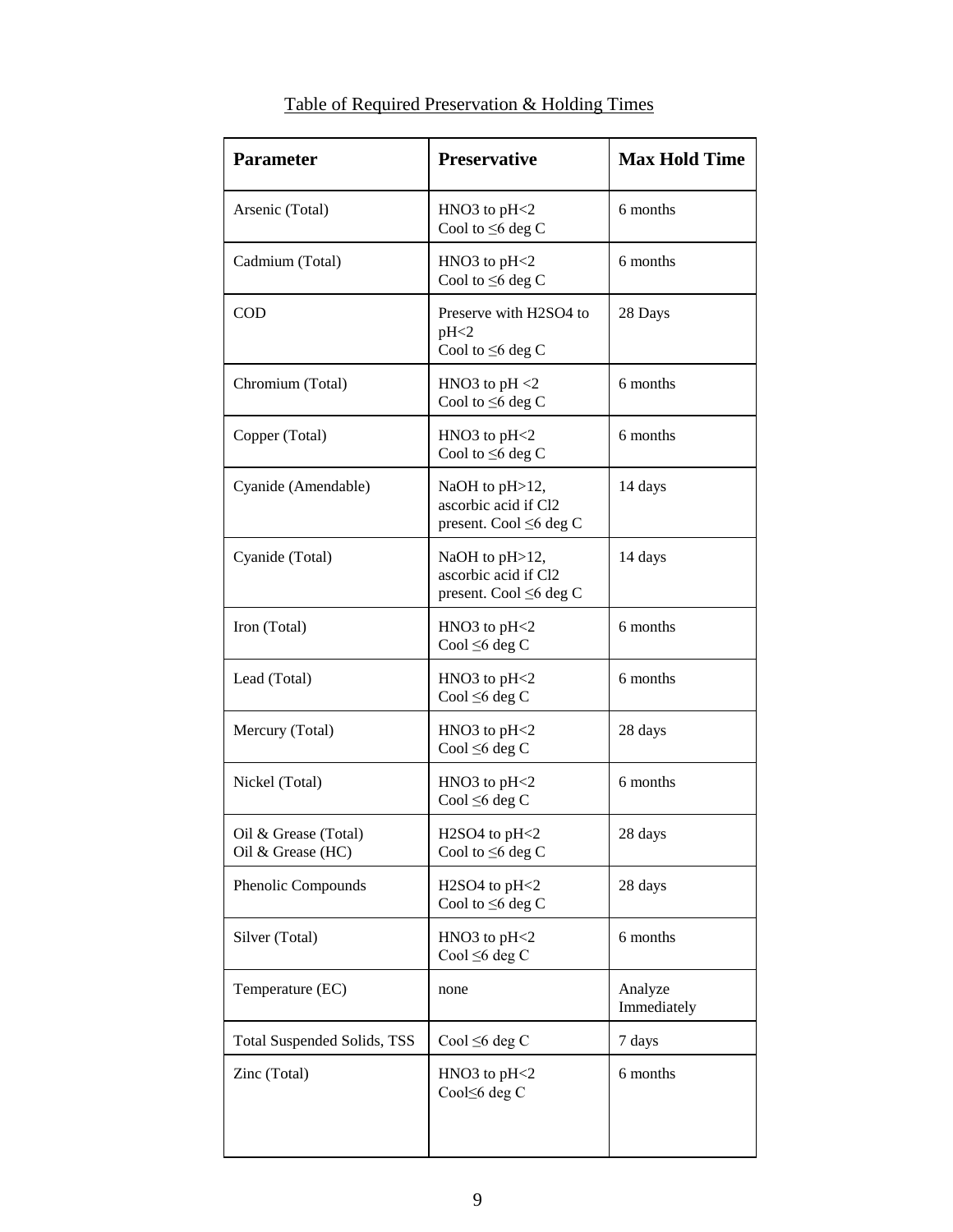Table of Required Preservation & Holding Times

| Parameter | Preservative | Max Hold Time |
|---|---|---|
| Arsenic (Total) | $HNO_3$ to pH<2<br>Cool to ≤6 deg C | 6 months |
| Cadmium (Total) | $HNO_3$ to pH<2<br>Cool to ≤6 deg C | 6 months |
| COD | Preserve with $H_2SO_4$ to pH<2<br>Cool to ≤6 deg C | 28 Days |
| Chromium (Total) | $HNO_3$ to pH <2<br>Cool to ≤6 deg C | 6 months |
| Copper (Total) | $HNO_3$ to pH<2<br>Cool to ≤6 deg C | 6 months |
| Cyanide (Amendable) | NaOH to pH>12, ascorbic acid if $Cl_2$ present. Cool ≤6 deg C | 14 days |
| Cyanide (Total) | NaOH to pH>12, ascorbic acid if $Cl_2$ present. Cool ≤6 deg C | 14 days |
| Iron (Total) | $HNO_3$ to pH<2<br>Cool ≤6 deg C | 6 months |
| Lead (Total) | $HNO_3$ to pH<2<br>Cool ≤6 deg C | 6 months |
| Mercury (Total) | $HNO_3$ to pH<2<br>Cool ≤6 deg C | 28 days |
| Nickel (Total) | $HNO_3$ to pH<2<br>Cool ≤6 deg C | 6 months |
| Oil & Grease (Total)<br>Oil & Grease (HC) | $H_2SO_4$ to pH<2<br>Cool to ≤6 deg C | 28 days |
| Phenolic Compounds | $H_2SO_4$ to pH<2<br>Cool to ≤6 deg C | 28 days |
| Silver (Total) | $HNO_3$ to pH<2<br>Cool ≤6 deg C | 6 months |
| Temperature (EC) | none | Analyze Immediately |
| Total Suspended Solids, TSS | Cool ≤6 deg C | 7 days |
| Zinc (Total) | $HNO_3$ to pH<2<br>Cool≤6 deg C | 6 months |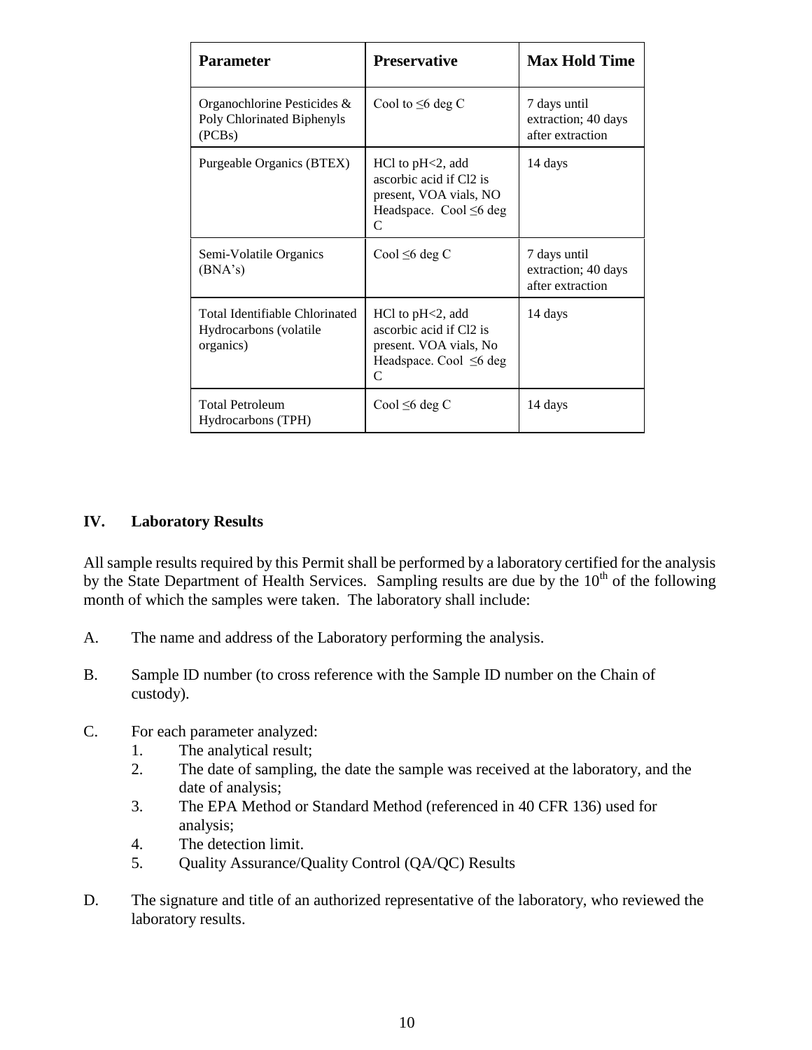| Parameter | Preservative | Max Hold Time |
|---|---|---|
| Organochlorine Pesticides & Poly Chlorinated Biphenyls (PCBs) | Cool to ≤6 deg C | 7 days until extraction; 40 days after extraction |
| Purgeable Organics (BTEX) | HCl to pH<2, add ascorbic acid if $Cl_2$ is present, VOA vials, NO Headspace. Cool ≤6 deg C | 14 days |
| Semi-Volatile Organics (BNA's) | Cool ≤6 deg C | 7 days until extraction; 40 days after extraction |
| Total Identifiable Chlorinated Hydrocarbons (volatile organics) | HCl to pH<2, add ascorbic acid if $Cl_2$ is present. VOA vials, No Headspace. Cool ≤6 deg C | 14 days |
| Total Petroleum Hydrocarbons (TPH) | Cool ≤6 deg C | 14 days |

## IV. Laboratory Results

All sample results required by this Permit shall be performed by a laboratory certified for the analysis by the State Department of Health Services. Sampling results are due by the 10$^{th}$ of the following month of which the samples were taken. The laboratory shall include:

A. The name and address of the Laboratory performing the analysis.

B. Sample ID number (to cross reference with the Sample ID number on the Chain of custody).

C. For each parameter analyzed:
   1. The analytical result;
   2. The date of sampling, the date the sample was received at the laboratory, and the date of analysis;
   3. The EPA Method or Standard Method (referenced in 40 CFR 136) used for analysis;
   4. The detection limit.
   5. Quality Assurance/Quality Control (QA/QC) Results

D. The signature and title of an authorized representative of the laboratory, who reviewed the laboratory results.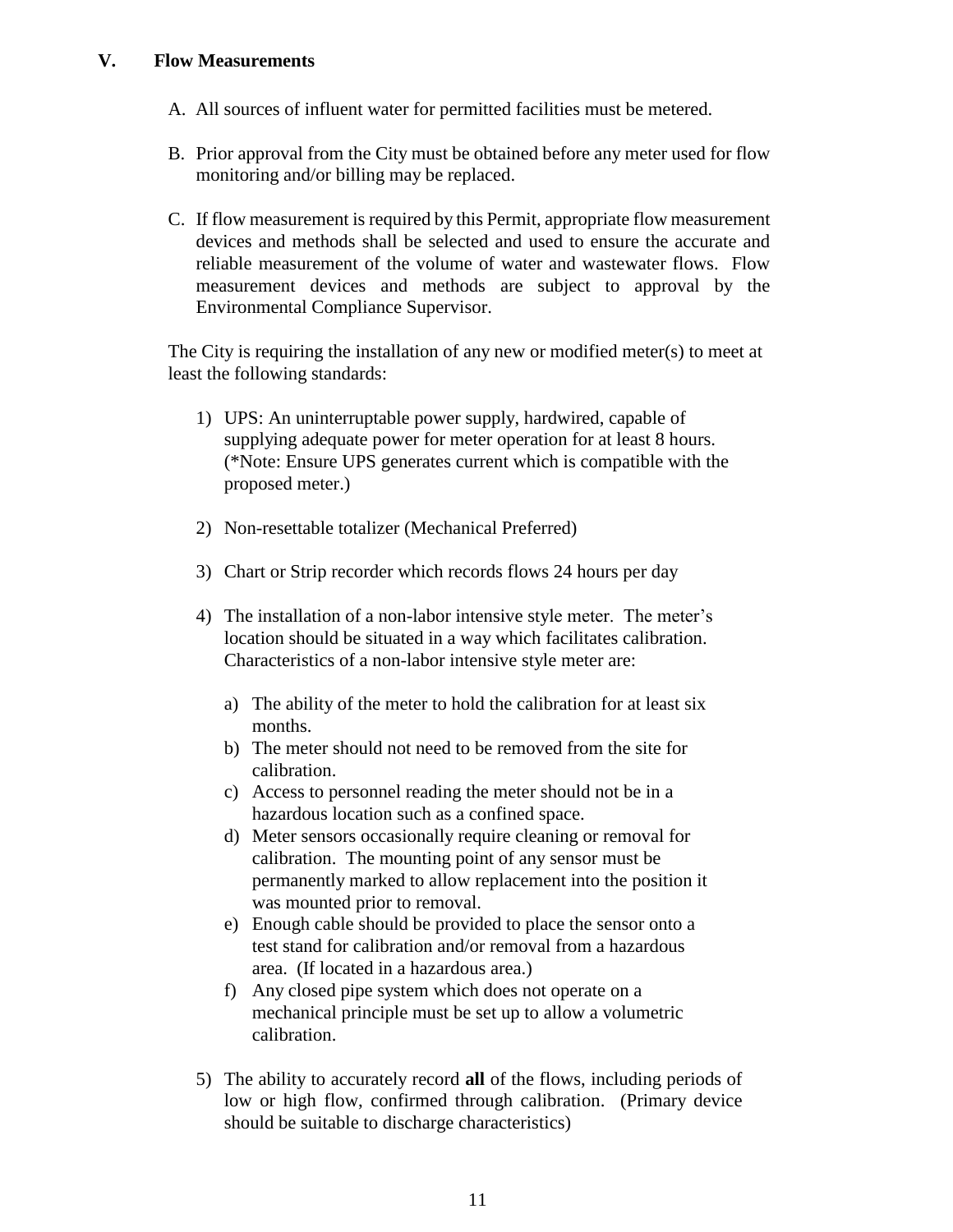## V. Flow Measurements

A. All sources of influent water for permitted facilities must be metered.

B. Prior approval from the City must be obtained before any meter used for flow monitoring and/or billing may be replaced.

C. If flow measurement is required by this Permit, appropriate flow measurement devices and methods shall be selected and used to ensure the accurate and reliable measurement of the volume of water and wastewater flows. Flow measurement devices and methods are subject to approval by the Environmental Compliance Supervisor.

The City is requiring the installation of any new or modified meter(s) to meet at least the following standards:

1) UPS: An uninterruptable power supply, hardwired, capable of supplying adequate power for meter operation for at least 8 hours. (*Note: Ensure UPS generates current which is compatible with the proposed meter.)

2) Non-resettable totalizer (Mechanical Preferred)

3) Chart or Strip recorder which records flows 24 hours per day

4) The installation of a non-labor intensive style meter. The meter's location should be situated in a way which facilitates calibration. Characteristics of a non-labor intensive style meter are:

   a) The ability of the meter to hold the calibration for at least six months.
   b) The meter should not need to be removed from the site for calibration.
   c) Access to personnel reading the meter should not be in a hazardous location such as a confined space.
   d) Meter sensors occasionally require cleaning or removal for calibration. The mounting point of any sensor must be permanently marked to allow replacement into the position it was mounted prior to removal.
   e) Enough cable should be provided to place the sensor onto a test stand for calibration and/or removal from a hazardous area. (If located in a hazardous area.)
   f) Any closed pipe system which does not operate on a mechanical principle must be set up to allow a volumetric calibration.

5) The ability to accurately record **all** of the flows, including periods of low or high flow, confirmed through calibration. (Primary device should be suitable to discharge characteristics)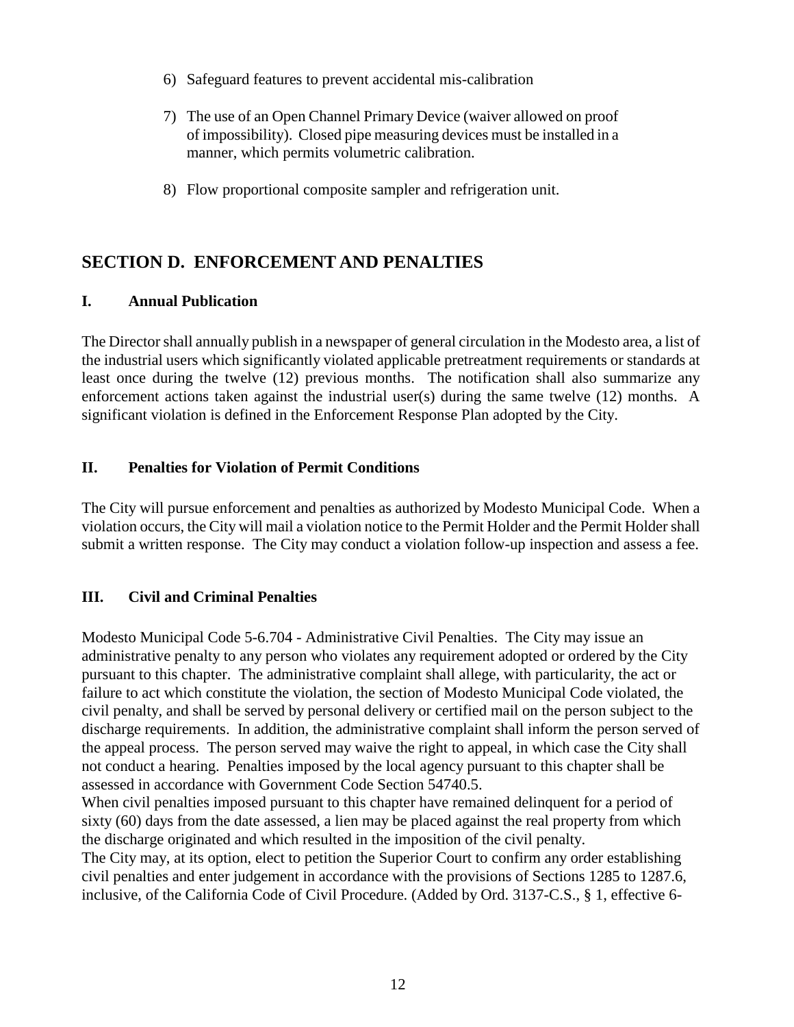6) Safeguard features to prevent accidental mis-calibration

7) The use of an Open Channel Primary Device (waiver allowed on proof of impossibility). Closed pipe measuring devices must be installed in a manner, which permits volumetric calibration.

8) Flow proportional composite sampler and refrigeration unit.

## SECTION D. ENFORCEMENT AND PENALTIES

### I. Annual Publication

The Director shall annually publish in a newspaper of general circulation in the Modesto area, a list of the industrial users which significantly violated applicable pretreatment requirements or standards at least once during the twelve (12) previous months. The notification shall also summarize any enforcement actions taken against the industrial user(s) during the same twelve (12) months. A significant violation is defined in the Enforcement Response Plan adopted by the City.

### II. Penalties for Violation of Permit Conditions

The City will pursue enforcement and penalties as authorized by Modesto Municipal Code. When a violation occurs, the City will mail a violation notice to the Permit Holder and the Permit Holder shall submit a written response. The City may conduct a violation follow-up inspection and assess a fee.

### III. Civil and Criminal Penalties

Modesto Municipal Code 5-6.704 - Administrative Civil Penalties. The City may issue an administrative penalty to any person who violates any requirement adopted or ordered by the City pursuant to this chapter. The administrative complaint shall allege, with particularity, the act or failure to act which constitute the violation, the section of Modesto Municipal Code violated, the civil penalty, and shall be served by personal delivery or certified mail on the person subject to the discharge requirements. In addition, the administrative complaint shall inform the person served of the appeal process. The person served may waive the right to appeal, in which case the City shall not conduct a hearing. Penalties imposed by the local agency pursuant to this chapter shall be assessed in accordance with Government Code Section 54740.5.

When civil penalties imposed pursuant to this chapter have remained delinquent for a period of sixty (60) days from the date assessed, a lien may be placed against the real property from which the discharge originated and which resulted in the imposition of the civil penalty.

The City may, at its option, elect to petition the Superior Court to confirm any order establishing civil penalties and enter judgement in accordance with the provisions of Sections 1285 to 1287.6, inclusive, of the California Code of Civil Procedure. (Added by Ord. 3137-C.S., § 1, effective 6-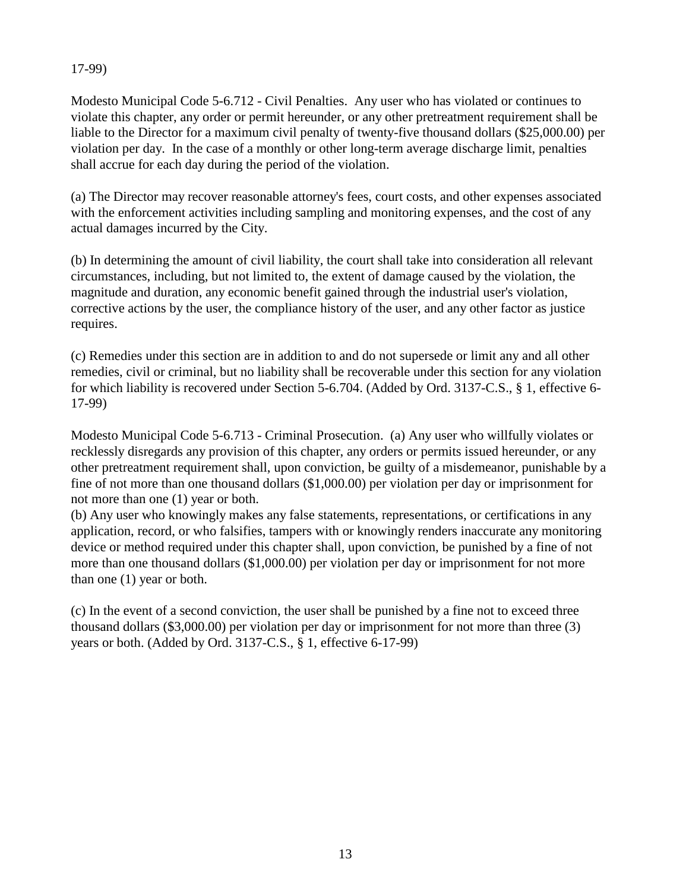17-99)

Modesto Municipal Code 5-6.712 - Civil Penalties. Any user who has violated or continues to violate this chapter, any order or permit hereunder, or any other pretreatment requirement shall be liable to the Director for a maximum civil penalty of twenty-five thousand dollars ($25,000.00) per violation per day. In the case of a monthly or other long-term average discharge limit, penalties shall accrue for each day during the period of the violation.

(a) The Director may recover reasonable attorney's fees, court costs, and other expenses associated with the enforcement activities including sampling and monitoring expenses, and the cost of any actual damages incurred by the City.

(b) In determining the amount of civil liability, the court shall take into consideration all relevant circumstances, including, but not limited to, the extent of damage caused by the violation, the magnitude and duration, any economic benefit gained through the industrial user's violation, corrective actions by the user, the compliance history of the user, and any other factor as justice requires.

(c) Remedies under this section are in addition to and do not supersede or limit any and all other remedies, civil or criminal, but no liability shall be recoverable under this section for any violation for which liability is recovered under Section 5-6.704. (Added by Ord. 3137-C.S., § 1, effective 6-17-99)

Modesto Municipal Code 5-6.713 - Criminal Prosecution. (a) Any user who willfully violates or recklessly disregards any provision of this chapter, any orders or permits issued hereunder, or any other pretreatment requirement shall, upon conviction, be guilty of a misdemeanor, punishable by a fine of not more than one thousand dollars ($1,000.00) per violation per day or imprisonment for not more than one (1) year or both.
(b) Any user who knowingly makes any false statements, representations, or certifications in any application, record, or who falsifies, tampers with or knowingly renders inaccurate any monitoring device or method required under this chapter shall, upon conviction, be punished by a fine of not more than one thousand dollars ($1,000.00) per violation per day or imprisonment for not more than one (1) year or both.

(c) In the event of a second conviction, the user shall be punished by a fine not to exceed three thousand dollars ($3,000.00) per violation per day or imprisonment for not more than three (3) years or both. (Added by Ord. 3137-C.S., § 1, effective 6-17-99)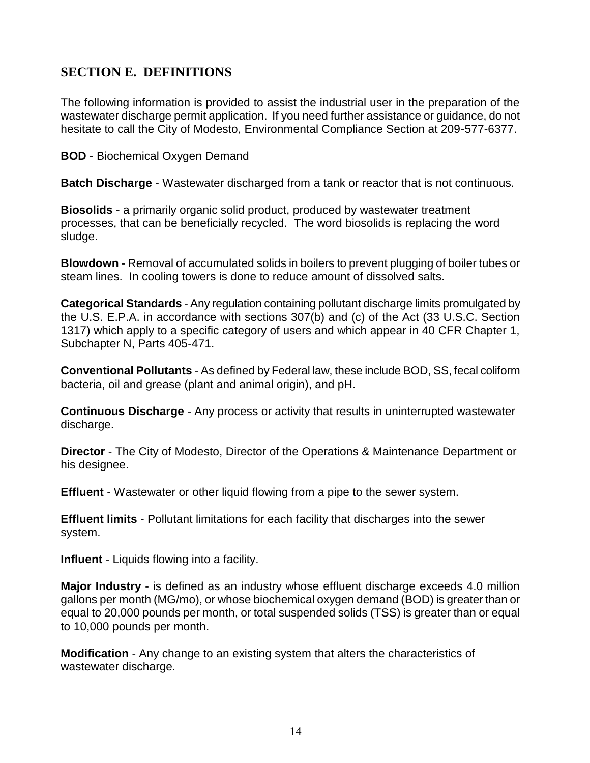## SECTION E. DEFINITIONS

The following information is provided to assist the industrial user in the preparation of the wastewater discharge permit application. If you need further assistance or guidance, do not hesitate to call the City of Modesto, Environmental Compliance Section at 209-577-6377.

**BOD** - Biochemical Oxygen Demand

**Batch Discharge** - Wastewater discharged from a tank or reactor that is not continuous.

**Biosolids** - a primarily organic solid product, produced by wastewater treatment processes, that can be beneficially recycled. The word biosolids is replacing the word sludge.

**Blowdown** - Removal of accumulated solids in boilers to prevent plugging of boiler tubes or steam lines. In cooling towers is done to reduce amount of dissolved salts.

**Categorical Standards** - Any regulation containing pollutant discharge limits promulgated by the U.S. E.P.A. in accordance with sections 307(b) and (c) of the Act (33 U.S.C. Section 1317) which apply to a specific category of users and which appear in 40 CFR Chapter 1, Subchapter N, Parts 405-471.

**Conventional Pollutants** - As defined by Federal law, these include BOD, SS, fecal coliform bacteria, oil and grease (plant and animal origin), and pH.

**Continuous Discharge** - Any process or activity that results in uninterrupted wastewater discharge.

**Director** - The City of Modesto, Director of the Operations & Maintenance Department or his designee.

**Effluent** - Wastewater or other liquid flowing from a pipe to the sewer system.

**Effluent limits** - Pollutant limitations for each facility that discharges into the sewer system.

**Influent** - Liquids flowing into a facility.

**Major Industry** - is defined as an industry whose effluent discharge exceeds 4.0 million gallons per month (MG/mo), or whose biochemical oxygen demand (BOD) is greater than or equal to 20,000 pounds per month, or total suspended solids (TSS) is greater than or equal to 10,000 pounds per month.

**Modification** - Any change to an existing system that alters the characteristics of wastewater discharge.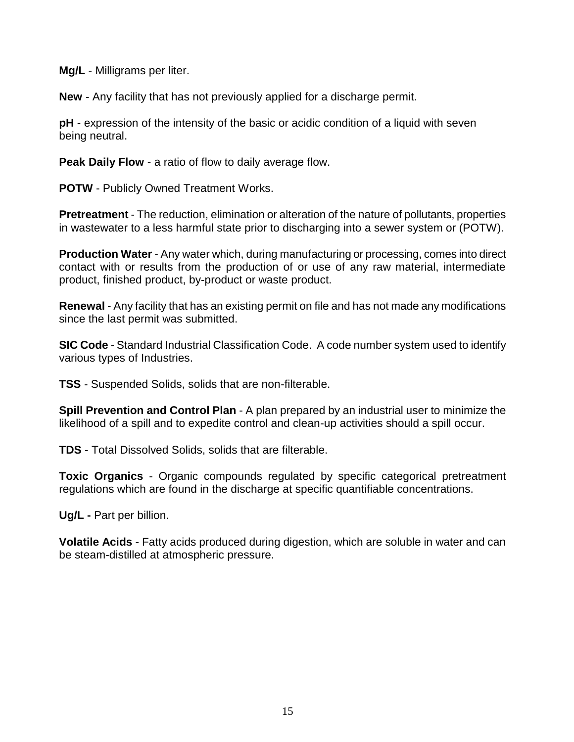**Mg/L** - Milligrams per liter.

**New** - Any facility that has not previously applied for a discharge permit.

**pH** - expression of the intensity of the basic or acidic condition of a liquid with seven being neutral.

**Peak Daily Flow** - a ratio of flow to daily average flow.

**POTW** - Publicly Owned Treatment Works.

**Pretreatment** - The reduction, elimination or alteration of the nature of pollutants, properties in wastewater to a less harmful state prior to discharging into a sewer system or (POTW).

**Production Water** - Any water which, during manufacturing or processing, comes into direct contact with or results from the production of or use of any raw material, intermediate product, finished product, by-product or waste product.

**Renewal** - Any facility that has an existing permit on file and has not made any modifications since the last permit was submitted.

**SIC Code** - Standard Industrial Classification Code. A code number system used to identify various types of Industries.

**TSS** - Suspended Solids, solids that are non-filterable.

**Spill Prevention and Control Plan** - A plan prepared by an industrial user to minimize the likelihood of a spill and to expedite control and clean-up activities should a spill occur.

**TDS** - Total Dissolved Solids, solids that are filterable.

**Toxic Organics** - Organic compounds regulated by specific categorical pretreatment regulations which are found in the discharge at specific quantifiable concentrations.

**Ug/L -** Part per billion.

**Volatile Acids** - Fatty acids produced during digestion, which are soluble in water and can be steam-distilled at atmospheric pressure.